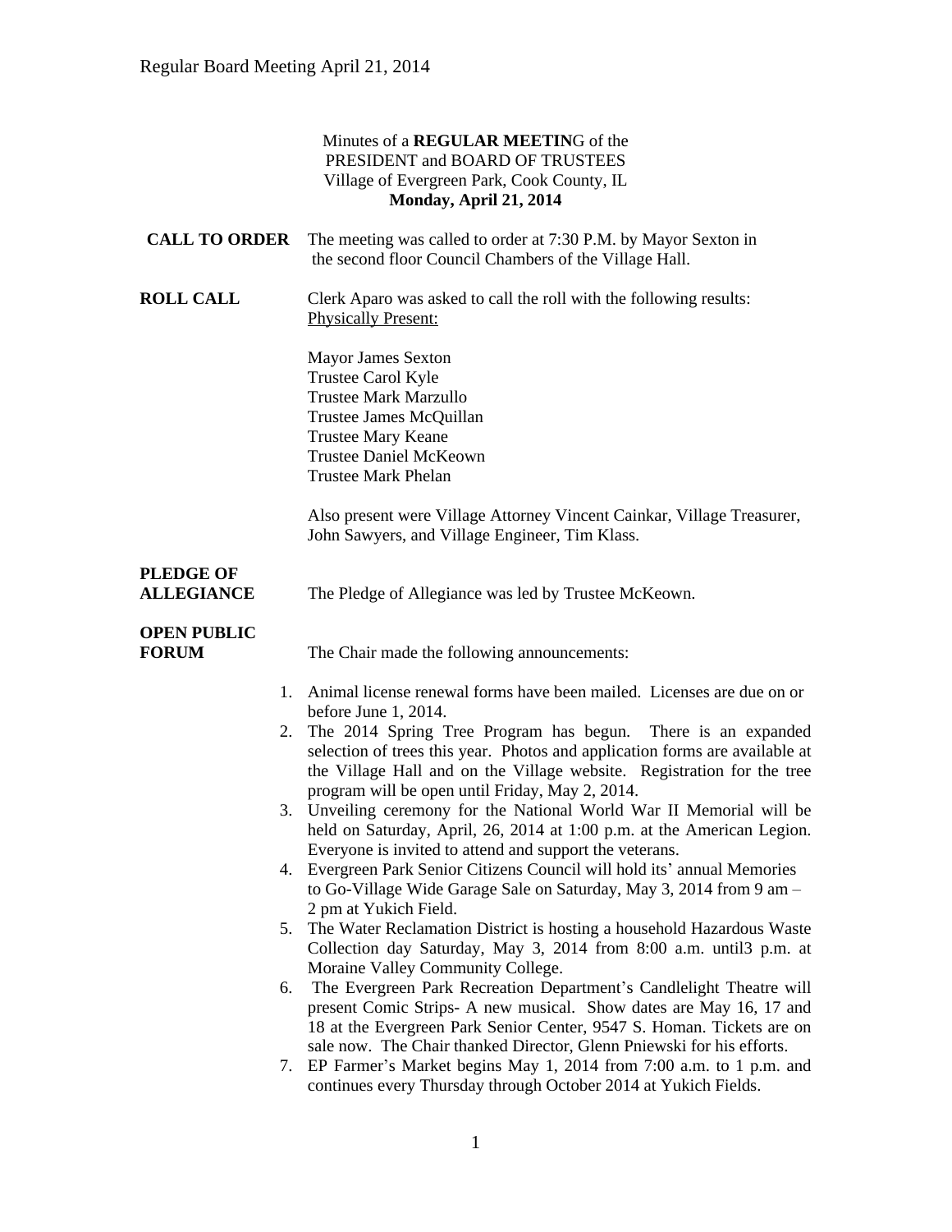Minutes of a **REGULAR MEETIN**G of the
PRESIDENT and BOARD OF TRUSTEES
Village of Evergreen Park, Cook County, IL
**Monday, April 21, 2014**

**CALL TO ORDER** The meeting was called to order at 7:30 P.M. by Mayor Sexton in the second floor Council Chambers of the Village Hall.

**ROLL CALL** Clerk Aparo was asked to call the roll with the following results:
Physically Present:

Mayor James Sexton
Trustee Carol Kyle
Trustee Mark Marzullo
Trustee James McQuillan
Trustee Mary Keane
Trustee Daniel McKeown
Trustee Mark Phelan

Also present were Village Attorney Vincent Cainkar, Village Treasurer, John Sawyers, and Village Engineer, Tim Klass.

**PLEDGE OF ALLEGIANCE** The Pledge of Allegiance was led by Trustee McKeown.

**OPEN PUBLIC FORUM** The Chair made the following announcements:

1. Animal license renewal forms have been mailed. Licenses are due on or before June 1, 2014.
2. The 2014 Spring Tree Program has begun. There is an expanded selection of trees this year. Photos and application forms are available at the Village Hall and on the Village website. Registration for the tree program will be open until Friday, May 2, 2014.
3. Unveiling ceremony for the National World War II Memorial will be held on Saturday, April, 26, 2014 at 1:00 p.m. at the American Legion. Everyone is invited to attend and support the veterans.
4. Evergreen Park Senior Citizens Council will hold its' annual Memories to Go-Village Wide Garage Sale on Saturday, May 3, 2014 from 9 am – 2 pm at Yukich Field.
5. The Water Reclamation District is hosting a household Hazardous Waste Collection day Saturday, May 3, 2014 from 8:00 a.m. until3 p.m. at Moraine Valley Community College.
6. The Evergreen Park Recreation Department's Candlelight Theatre will present Comic Strips- A new musical. Show dates are May 16, 17 and 18 at the Evergreen Park Senior Center, 9547 S. Homan. Tickets are on sale now. The Chair thanked Director, Glenn Pniewski for his efforts.
7. EP Farmer's Market begins May 1, 2014 from 7:00 a.m. to 1 p.m. and continues every Thursday through October 2014 at Yukich Fields.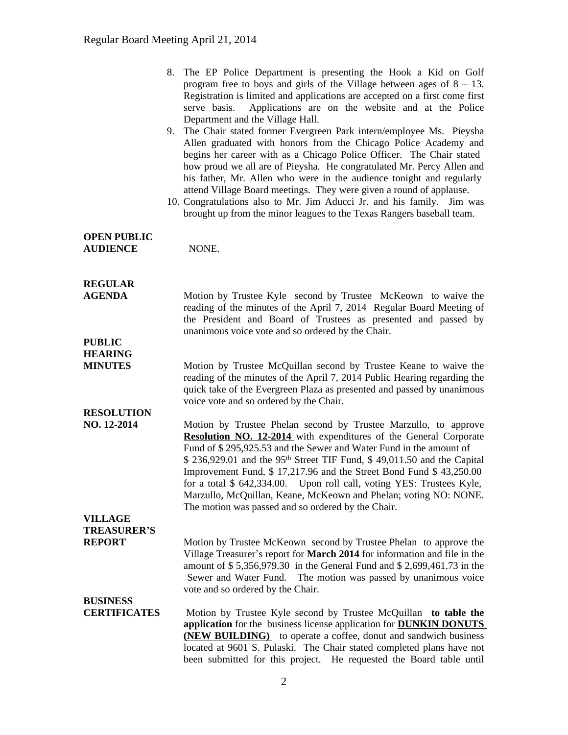8. The EP Police Department is presenting the Hook a Kid on Golf program free to boys and girls of the Village between ages of 8 – 13. Registration is limited and applications are accepted on a first come first serve basis. Applications are on the website and at the Police Department and the Village Hall.
9. The Chair stated former Evergreen Park intern/employee Ms. Pieysha Allen graduated with honors from the Chicago Police Academy and begins her career with as a Chicago Police Officer. The Chair stated how proud we all are of Pieysha. He congratulated Mr. Percy Allen and his father, Mr. Allen who were in the audience tonight and regularly attend Village Board meetings. They were given a round of applause.
10. Congratulations also to Mr. Jim Aducci Jr. and his family. Jim was brought up from the minor leagues to the Texas Rangers baseball team.

**OPEN PUBLIC AUDIENCE**

NONE.

**REGULAR AGENDA**

Motion by Trustee Kyle second by Trustee McKeown to waive the reading of the minutes of the April 7, 2014 Regular Board Meeting of the President and Board of Trustees as presented and passed by unanimous voice vote and so ordered by the Chair.

**PUBLIC HEARING MINUTES**

Motion by Trustee McQuillan second by Trustee Keane to waive the reading of the minutes of the April 7, 2014 Public Hearing regarding the quick take of the Evergreen Plaza as presented and passed by unanimous voice vote and so ordered by the Chair.

**RESOLUTION NO. 12-2014**

Motion by Trustee Phelan second by Trustee Marzullo, to approve **Resolution NO. 12-2014** with expenditures of the General Corporate Fund of $ 295,925.53 and the Sewer and Water Fund in the amount of $ 236,929.01 and the 95th Street TIF Fund, $ 49,011.50 and the Capital Improvement Fund, $ 17,217.96 and the Street Bond Fund $ 43,250.00 for a total $ 642,334.00. Upon roll call, voting YES: Trustees Kyle, Marzullo, McQuillan, Keane, McKeown and Phelan; voting NO: NONE. The motion was passed and so ordered by the Chair.

**VILLAGE TREASURER'S REPORT**

Motion by Trustee McKeown second by Trustee Phelan to approve the Village Treasurer's report for **March 2014** for information and file in the amount of $ 5,356,979.30 in the General Fund and $ 2,699,461.73 in the Sewer and Water Fund. The motion was passed by unanimous voice vote and so ordered by the Chair.

**BUSINESS CERTIFICATES**

Motion by Trustee Kyle second by Trustee McQuillan **to table the application** for the business license application for **DUNKIN DONUTS (NEW BUILDING)** to operate a coffee, donut and sandwich business located at 9601 S. Pulaski. The Chair stated completed plans have not been submitted for this project. He requested the Board table until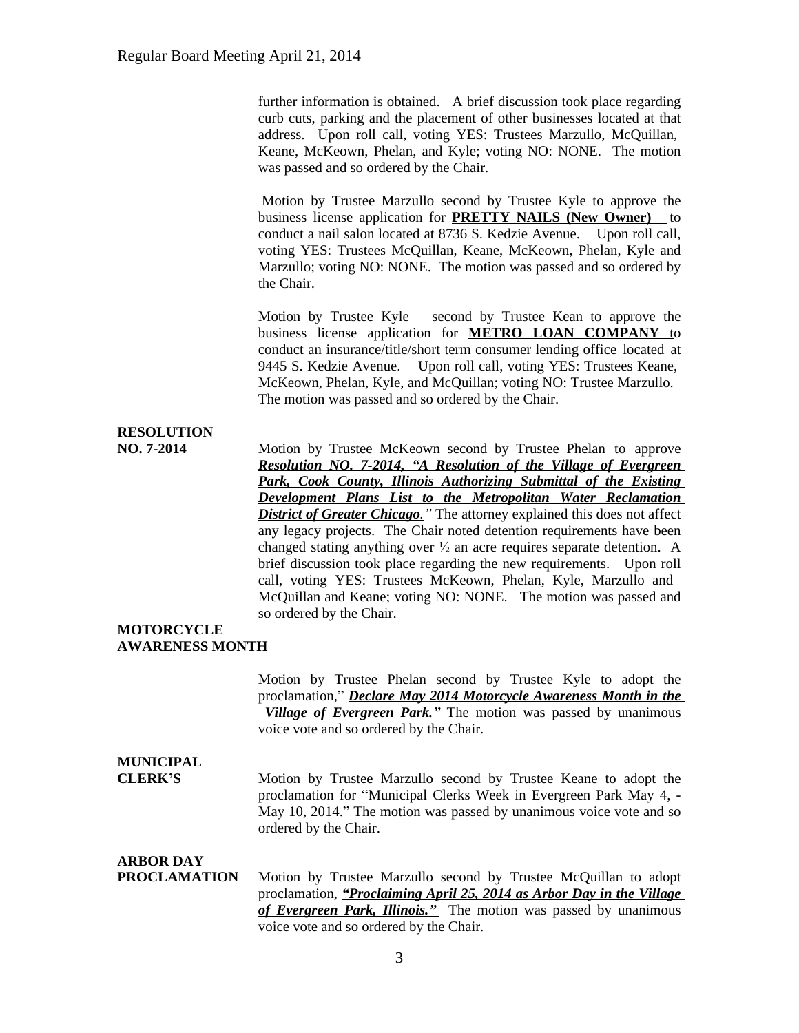further information is obtained. A brief discussion took place regarding curb cuts, parking and the placement of other businesses located at that address. Upon roll call, voting YES: Trustees Marzullo, McQuillan, Keane, McKeown, Phelan, and Kyle; voting NO: NONE. The motion was passed and so ordered by the Chair.

Motion by Trustee Marzullo second by Trustee Kyle to approve the business license application for **PRETTY NAILS (New Owner)** to conduct a nail salon located at 8736 S. Kedzie Avenue. Upon roll call, voting YES: Trustees McQuillan, Keane, McKeown, Phelan, Kyle and Marzullo; voting NO: NONE. The motion was passed and so ordered by the Chair.

Motion by Trustee Kyle second by Trustee Kean to approve the business license application for **METRO LOAN COMPANY** to conduct an insurance/title/short term consumer lending office located at 9445 S. Kedzie Avenue. Upon roll call, voting YES: Trustees Keane, McKeown, Phelan, Kyle, and McQuillan; voting NO: Trustee Marzullo. The motion was passed and so ordered by the Chair.

**RESOLUTION NO. 7-2014**

Motion by Trustee McKeown second by Trustee Phelan to approve ***Resolution NO. 7-2014, "A Resolution of the Village of Evergreen Park, Cook County, Illinois Authorizing Submittal of the Existing Development Plans List to the Metropolitan Water Reclamation District of Greater Chicago."*** The attorney explained this does not affect any legacy projects. The Chair noted detention requirements have been changed stating anything over ½ an acre requires separate detention. A brief discussion took place regarding the new requirements. Upon roll call, voting YES: Trustees McKeown, Phelan, Kyle, Marzullo and McQuillan and Keane; voting NO: NONE. The motion was passed and so ordered by the Chair.

**MOTORCYCLE AWARENESS MONTH**

Motion by Trustee Phelan second by Trustee Kyle to adopt the proclamation," ***Declare May 2014 Motorcycle Awareness Month in the Village of Evergreen Park."*** The motion was passed by unanimous voice vote and so ordered by the Chair.

**MUNICIPAL CLERK'S**

Motion by Trustee Marzullo second by Trustee Keane to adopt the proclamation for "Municipal Clerks Week in Evergreen Park May 4, - May 10, 2014." The motion was passed by unanimous voice vote and so ordered by the Chair.

**ARBOR DAY PROCLAMATION**

Motion by Trustee Marzullo second by Trustee McQuillan to adopt proclamation, ***"Proclaiming April 25, 2014 as Arbor Day in the Village of Evergreen Park, Illinois."*** The motion was passed by unanimous voice vote and so ordered by the Chair.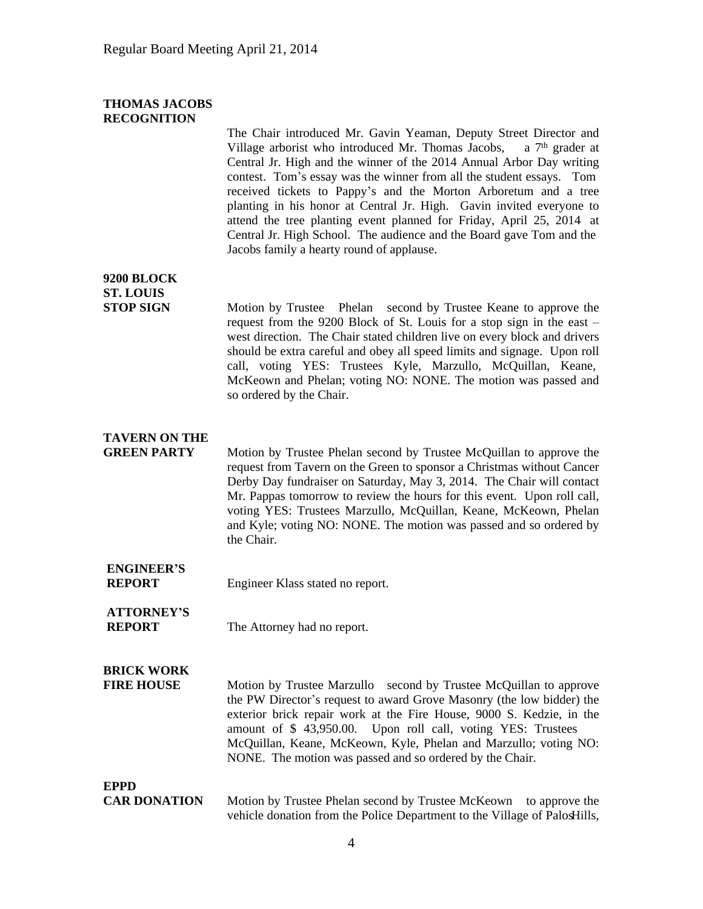**THOMAS JACOBS RECOGNITION**

The Chair introduced Mr. Gavin Yeaman, Deputy Street Director and Village arborist who introduced Mr. Thomas Jacobs, a 7th grader at Central Jr. High and the winner of the 2014 Annual Arbor Day writing contest. Tom's essay was the winner from all the student essays. Tom received tickets to Pappy's and the Morton Arboretum and a tree planting in his honor at Central Jr. High. Gavin invited everyone to attend the tree planting event planned for Friday, April 25, 2014 at Central Jr. High School. The audience and the Board gave Tom and the Jacobs family a hearty round of applause.

**9200 BLOCK ST. LOUIS STOP SIGN**

Motion by Trustee Phelan second by Trustee Keane to approve the request from the 9200 Block of St. Louis for a stop sign in the east – west direction. The Chair stated children live on every block and drivers should be extra careful and obey all speed limits and signage. Upon roll call, voting YES: Trustees Kyle, Marzullo, McQuillan, Keane, McKeown and Phelan; voting NO: NONE. The motion was passed and so ordered by the Chair.

**TAVERN ON THE GREEN PARTY**

Motion by Trustee Phelan second by Trustee McQuillan to approve the request from Tavern on the Green to sponsor a Christmas without Cancer Derby Day fundraiser on Saturday, May 3, 2014. The Chair will contact Mr. Pappas tomorrow to review the hours for this event. Upon roll call, voting YES: Trustees Marzullo, McQuillan, Keane, McKeown, Phelan and Kyle; voting NO: NONE. The motion was passed and so ordered by the Chair.

**ENGINEER'S REPORT**

Engineer Klass stated no report.

**ATTORNEY'S REPORT**

The Attorney had no report.

**BRICK WORK FIRE HOUSE**

Motion by Trustee Marzullo second by Trustee McQuillan to approve the PW Director's request to award Grove Masonry (the low bidder) the exterior brick repair work at the Fire House, 9000 S. Kedzie, in the amount of $ 43,950.00. Upon roll call, voting YES: Trustees McQuillan, Keane, McKeown, Kyle, Phelan and Marzullo; voting NO: NONE. The motion was passed and so ordered by the Chair.

**EPPD CAR DONATION**

Motion by Trustee Phelan second by Trustee McKeown to approve the vehicle donation from the Police Department to the Village of Palos Hills,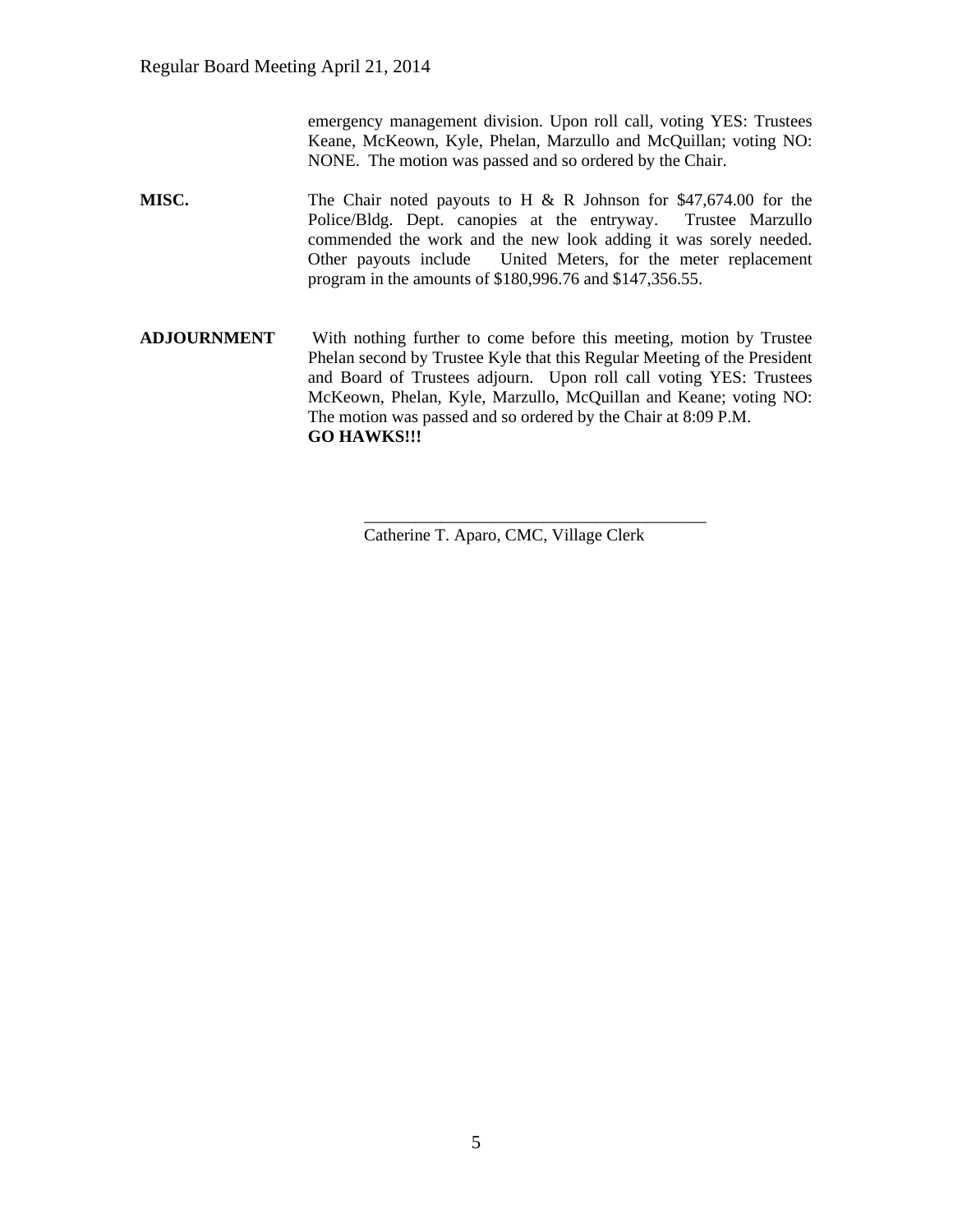emergency management division. Upon roll call, voting YES: Trustees Keane, McKeown, Kyle, Phelan, Marzullo and McQuillan; voting NO: NONE. The motion was passed and so ordered by the Chair.

**MISC.** The Chair noted payouts to H & R Johnson for $47,674.00 for the Police/Bldg. Dept. canopies at the entryway. Trustee Marzullo commended the work and the new look adding it was sorely needed. Other payouts include United Meters, for the meter replacement program in the amounts of $180,996.76 and $147,356.55.

**ADJOURNMENT** With nothing further to come before this meeting, motion by Trustee Phelan second by Trustee Kyle that this Regular Meeting of the President and Board of Trustees adjourn. Upon roll call voting YES: Trustees McKeown, Phelan, Kyle, Marzullo, McQuillan and Keane; voting NO: The motion was passed and so ordered by the Chair at 8:09 P.M.
**GO HAWKS!!!**

\_\_\_\_\_\_\_\_\_\_\_\_\_\_\_\_\_\_\_\_\_\_\_\_\_\_\_\_\_\_\_\_\_\_\_\_\_\_\_\_\_\_

Catherine T. Aparo, CMC, Village Clerk